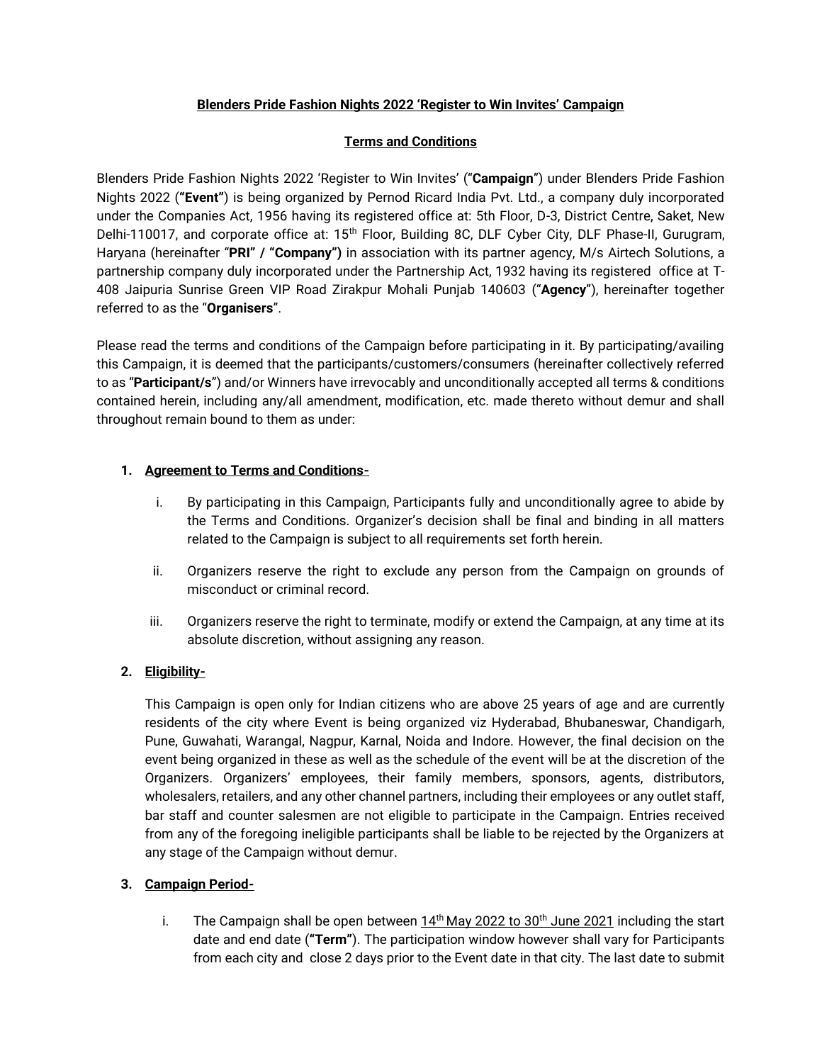**Blenders Pride Fashion Nights 2022 'Register to Win Invites' Campaign**

**Terms and Conditions**

Blenders Pride Fashion Nights 2022 'Register to Win Invites' ("**Campaign**") under Blenders Pride Fashion Nights 2022 (**"Event"**) is being organized by Pernod Ricard India Pvt. Ltd., a company duly incorporated under the Companies Act, 1956 having its registered office at: 5th Floor, D-3, District Centre, Saket, New Delhi-110017, and corporate office at: 15th Floor, Building 8C, DLF Cyber City, DLF Phase-II, Gurugram, Haryana (hereinafter "**PRI" / "Company")** in association with its partner agency, M/s Airtech Solutions, a partnership company duly incorporated under the Partnership Act, 1932 having its registered office at T-408 Jaipuria Sunrise Green VIP Road Zirakpur Mohali Punjab 140603 ("**Agency**"), hereinafter together referred to as the "**Organisers**".

Please read the terms and conditions of the Campaign before participating in it. By participating/availing this Campaign, it is deemed that the participants/customers/consumers (hereinafter collectively referred to as "**Participant/s**") and/or Winners have irrevocably and unconditionally accepted all terms & conditions contained herein, including any/all amendment, modification, etc. made thereto without demur and shall throughout remain bound to them as under:

1. **Agreement to Terms and Conditions-**

   i. By participating in this Campaign, Participants fully and unconditionally agree to abide by the Terms and Conditions. Organizer's decision shall be final and binding in all matters related to the Campaign is subject to all requirements set forth herein.

   ii. Organizers reserve the right to exclude any person from the Campaign on grounds of misconduct or criminal record.

   iii. Organizers reserve the right to terminate, modify or extend the Campaign, at any time at its absolute discretion, without assigning any reason.

2. **Eligibility-**

   This Campaign is open only for Indian citizens who are above 25 years of age and are currently residents of the city where Event is being organized viz Hyderabad, Bhubaneswar, Chandigarh, Pune, Guwahati, Warangal, Nagpur, Karnal, Noida and Indore. However, the final decision on the event being organized in these as well as the schedule of the event will be at the discretion of the Organizers. Organizers' employees, their family members, sponsors, agents, distributors, wholesalers, retailers, and any other channel partners, including their employees or any outlet staff, bar staff and counter salesmen are not eligible to participate in the Campaign. Entries received from any of the foregoing ineligible participants shall be liable to be rejected by the Organizers at any stage of the Campaign without demur.

3. **Campaign Period-**

   i. The Campaign shall be open between 14th May 2022 to 30th June 2021 including the start date and end date (**"Term"**). The participation window however shall vary for Participants from each city and close 2 days prior to the Event date in that city. The last date to submit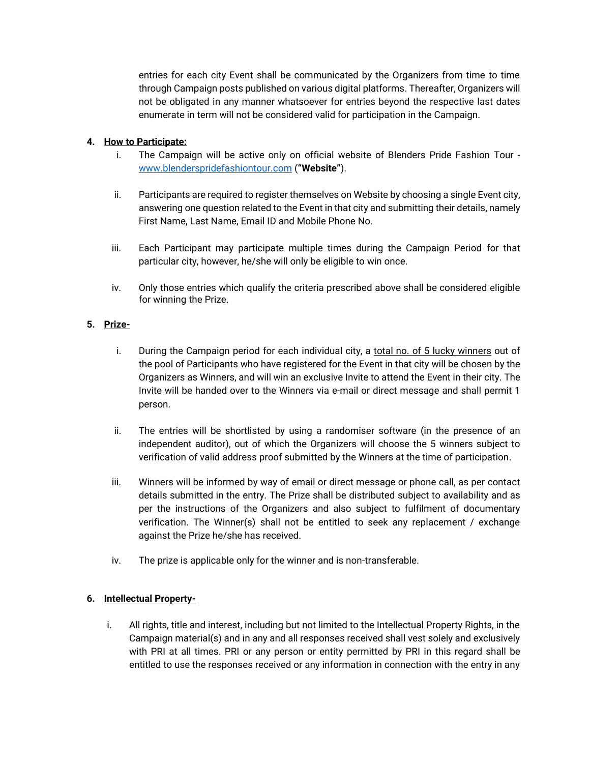entries for each city Event shall be communicated by the Organizers from time to time through Campaign posts published on various digital platforms. Thereafter, Organizers will not be obligated in any manner whatsoever for entries beyond the respective last dates enumerate in term will not be considered valid for participation in the Campaign.

4. **<u>How to Participate:</u>**
   i. The Campaign will be active only on official website of Blenders Pride Fashion Tour - [www.blenderspridefashiontour.com](http://www.blenderspridefashiontour.com) (**"Website"**).

   ii. Participants are required to register themselves on Website by choosing a single Event city, answering one question related to the Event in that city and submitting their details, namely First Name, Last Name, Email ID and Mobile Phone No.

   iii. Each Participant may participate multiple times during the Campaign Period for that particular city, however, he/she will only be eligible to win once.

   iv. Only those entries which qualify the criteria prescribed above shall be considered eligible for winning the Prize.

5. **<u>Prize-</u>**

   i. During the Campaign period for each individual city, a <u>total no. of 5 lucky winners</u> out of the pool of Participants who have registered for the Event in that city will be chosen by the Organizers as Winners, and will win an exclusive Invite to attend the Event in their city. The Invite will be handed over to the Winners via e-mail or direct message and shall permit 1 person.

   ii. The entries will be shortlisted by using a randomiser software (in the presence of an independent auditor), out of which the Organizers will choose the 5 winners subject to verification of valid address proof submitted by the Winners at the time of participation.

   iii. Winners will be informed by way of email or direct message or phone call, as per contact details submitted in the entry. The Prize shall be distributed subject to availability and as per the instructions of the Organizers and also subject to fulfilment of documentary verification. The Winner(s) shall not be entitled to seek any replacement / exchange against the Prize he/she has received.

   iv. The prize is applicable only for the winner and is non-transferable.

6. **<u>Intellectual Property-</u>**

   i. All rights, title and interest, including but not limited to the Intellectual Property Rights, in the Campaign material(s) and in any and all responses received shall vest solely and exclusively with PRI at all times. PRI or any person or entity permitted by PRI in this regard shall be entitled to use the responses received or any information in connection with the entry in any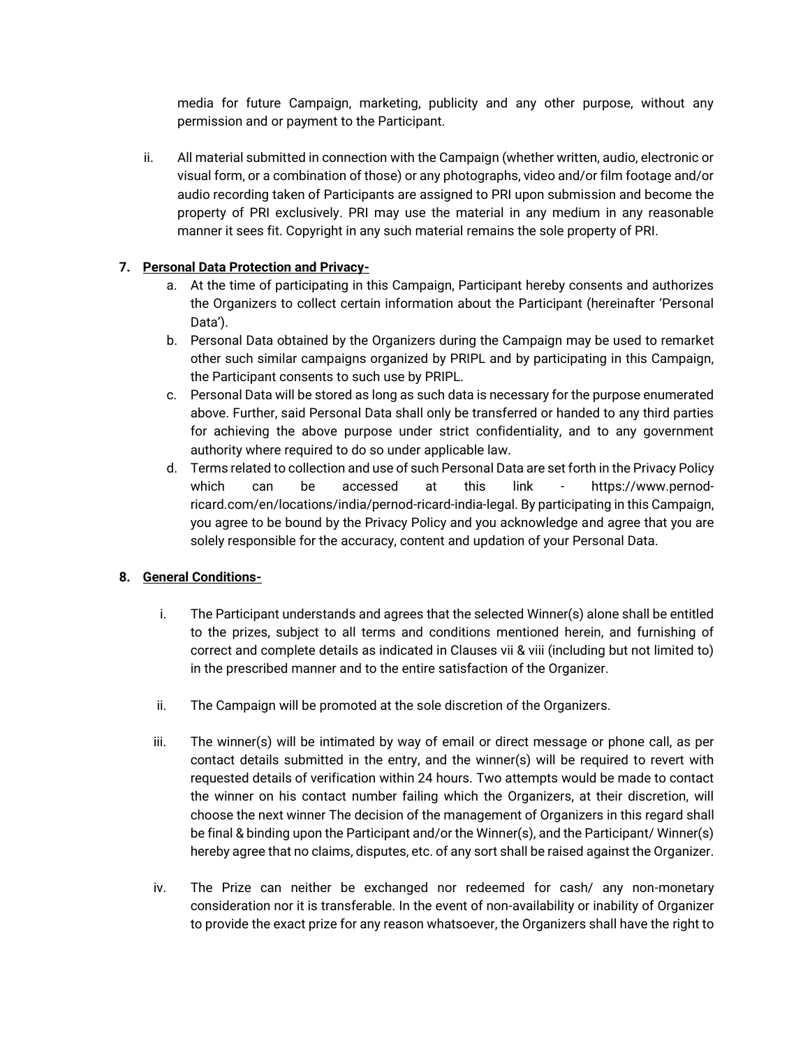media for future Campaign, marketing, publicity and any other purpose, without any permission and or payment to the Participant.

ii. All material submitted in connection with the Campaign (whether written, audio, electronic or visual form, or a combination of those) or any photographs, video and/or film footage and/or audio recording taken of Participants are assigned to PRI upon submission and become the property of PRI exclusively. PRI may use the material in any medium in any reasonable manner it sees fit. Copyright in any such material remains the sole property of PRI.

**7. <u>Personal Data Protection and Privacy-</u>**

a. At the time of participating in this Campaign, Participant hereby consents and authorizes the Organizers to collect certain information about the Participant (hereinafter 'Personal Data').

b. Personal Data obtained by the Organizers during the Campaign may be used to remarket other such similar campaigns organized by PRIPL and by participating in this Campaign, the Participant consents to such use by PRIPL.

c. Personal Data will be stored as long as such data is necessary for the purpose enumerated above. Further, said Personal Data shall only be transferred or handed to any third parties for achieving the above purpose under strict confidentiality, and to any government authority where required to do so under applicable law.

d. Terms related to collection and use of such Personal Data are set forth in the Privacy Policy which can be accessed at this link - https://www.pernod-ricard.com/en/locations/india/pernod-ricard-india-legal. By participating in this Campaign, you agree to be bound by the Privacy Policy and you acknowledge and agree that you are solely responsible for the accuracy, content and updation of your Personal Data.

**8. <u>General Conditions-</u>**

i. The Participant understands and agrees that the selected Winner(s) alone shall be entitled to the prizes, subject to all terms and conditions mentioned herein, and furnishing of correct and complete details as indicated in Clauses vii & viii (including but not limited to) in the prescribed manner and to the entire satisfaction of the Organizer.

ii. The Campaign will be promoted at the sole discretion of the Organizers.

iii. The winner(s) will be intimated by way of email or direct message or phone call, as per contact details submitted in the entry, and the winner(s) will be required to revert with requested details of verification within 24 hours. Two attempts would be made to contact the winner on his contact number failing which the Organizers, at their discretion, will choose the next winner The decision of the management of Organizers in this regard shall be final & binding upon the Participant and/or the Winner(s), and the Participant/ Winner(s) hereby agree that no claims, disputes, etc. of any sort shall be raised against the Organizer.

iv. The Prize can neither be exchanged nor redeemed for cash/ any non-monetary consideration nor it is transferable. In the event of non-availability or inability of Organizer to provide the exact prize for any reason whatsoever, the Organizers shall have the right to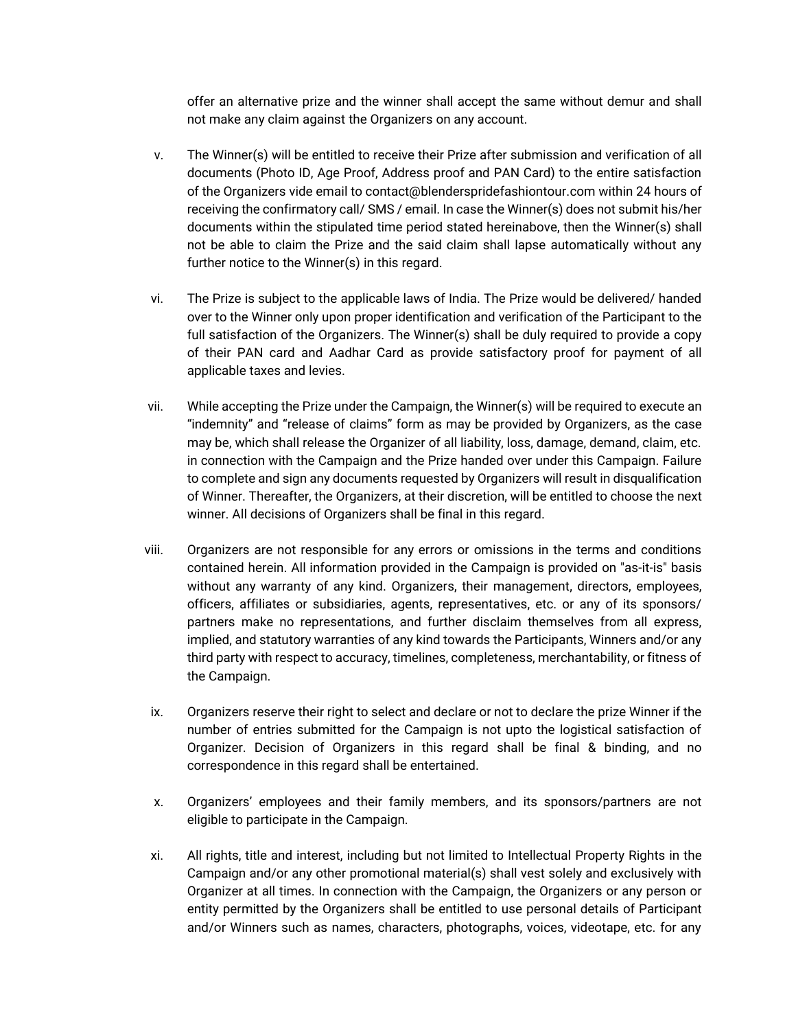offer an alternative prize and the winner shall accept the same without demur and shall not make any claim against the Organizers on any account.

v. The Winner(s) will be entitled to receive their Prize after submission and verification of all documents (Photo ID, Age Proof, Address proof and PAN Card) to the entire satisfaction of the Organizers vide email to contact@blenderspridefashiontour.com within 24 hours of receiving the confirmatory call/ SMS / email. In case the Winner(s) does not submit his/her documents within the stipulated time period stated hereinabove, then the Winner(s) shall not be able to claim the Prize and the said claim shall lapse automatically without any further notice to the Winner(s) in this regard.

vi. The Prize is subject to the applicable laws of India. The Prize would be delivered/ handed over to the Winner only upon proper identification and verification of the Participant to the full satisfaction of the Organizers. The Winner(s) shall be duly required to provide a copy of their PAN card and Aadhar Card as provide satisfactory proof for payment of all applicable taxes and levies.

vii. While accepting the Prize under the Campaign, the Winner(s) will be required to execute an "indemnity" and "release of claims" form as may be provided by Organizers, as the case may be, which shall release the Organizer of all liability, loss, damage, demand, claim, etc. in connection with the Campaign and the Prize handed over under this Campaign. Failure to complete and sign any documents requested by Organizers will result in disqualification of Winner. Thereafter, the Organizers, at their discretion, will be entitled to choose the next winner. All decisions of Organizers shall be final in this regard.

viii. Organizers are not responsible for any errors or omissions in the terms and conditions contained herein. All information provided in the Campaign is provided on "as-it-is" basis without any warranty of any kind. Organizers, their management, directors, employees, officers, affiliates or subsidiaries, agents, representatives, etc. or any of its sponsors/ partners make no representations, and further disclaim themselves from all express, implied, and statutory warranties of any kind towards the Participants, Winners and/or any third party with respect to accuracy, timelines, completeness, merchantability, or fitness of the Campaign.

ix. Organizers reserve their right to select and declare or not to declare the prize Winner if the number of entries submitted for the Campaign is not upto the logistical satisfaction of Organizer. Decision of Organizers in this regard shall be final & binding, and no correspondence in this regard shall be entertained.

x. Organizers' employees and their family members, and its sponsors/partners are not eligible to participate in the Campaign.

xi. All rights, title and interest, including but not limited to Intellectual Property Rights in the Campaign and/or any other promotional material(s) shall vest solely and exclusively with Organizer at all times. In connection with the Campaign, the Organizers or any person or entity permitted by the Organizers shall be entitled to use personal details of Participant and/or Winners such as names, characters, photographs, voices, videotape, etc. for any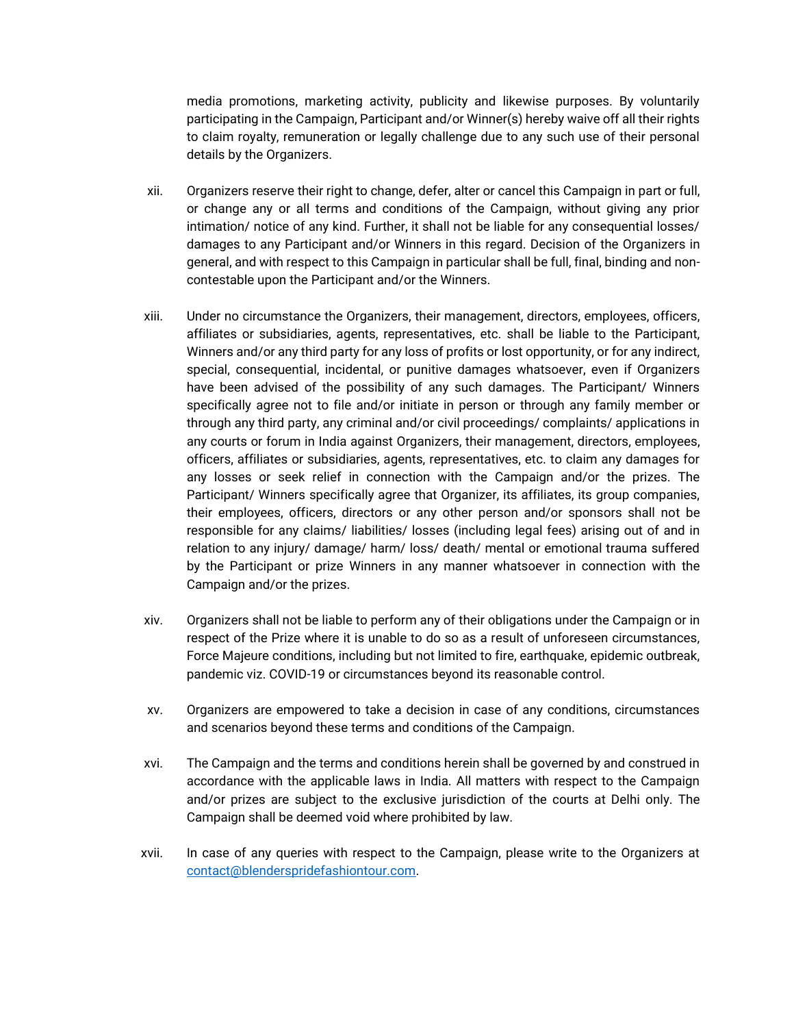media promotions, marketing activity, publicity and likewise purposes. By voluntarily participating in the Campaign, Participant and/or Winner(s) hereby waive off all their rights to claim royalty, remuneration or legally challenge due to any such use of their personal details by the Organizers.

xii. Organizers reserve their right to change, defer, alter or cancel this Campaign in part or full, or change any or all terms and conditions of the Campaign, without giving any prior intimation/ notice of any kind. Further, it shall not be liable for any consequential losses/ damages to any Participant and/or Winners in this regard. Decision of the Organizers in general, and with respect to this Campaign in particular shall be full, final, binding and non-contestable upon the Participant and/or the Winners.

xiii. Under no circumstance the Organizers, their management, directors, employees, officers, affiliates or subsidiaries, agents, representatives, etc. shall be liable to the Participant, Winners and/or any third party for any loss of profits or lost opportunity, or for any indirect, special, consequential, incidental, or punitive damages whatsoever, even if Organizers have been advised of the possibility of any such damages. The Participant/ Winners specifically agree not to file and/or initiate in person or through any family member or through any third party, any criminal and/or civil proceedings/ complaints/ applications in any courts or forum in India against Organizers, their management, directors, employees, officers, affiliates or subsidiaries, agents, representatives, etc. to claim any damages for any losses or seek relief in connection with the Campaign and/or the prizes. The Participant/ Winners specifically agree that Organizer, its affiliates, its group companies, their employees, officers, directors or any other person and/or sponsors shall not be responsible for any claims/ liabilities/ losses (including legal fees) arising out of and in relation to any injury/ damage/ harm/ loss/ death/ mental or emotional trauma suffered by the Participant or prize Winners in any manner whatsoever in connection with the Campaign and/or the prizes.

xiv. Organizers shall not be liable to perform any of their obligations under the Campaign or in respect of the Prize where it is unable to do so as a result of unforeseen circumstances, Force Majeure conditions, including but not limited to fire, earthquake, epidemic outbreak, pandemic viz. COVID-19 or circumstances beyond its reasonable control.

xv. Organizers are empowered to take a decision in case of any conditions, circumstances and scenarios beyond these terms and conditions of the Campaign.

xvi. The Campaign and the terms and conditions herein shall be governed by and construed in accordance with the applicable laws in India. All matters with respect to the Campaign and/or prizes are subject to the exclusive jurisdiction of the courts at Delhi only. The Campaign shall be deemed void where prohibited by law.

xvii. In case of any queries with respect to the Campaign, please write to the Organizers at [contact@blenderspridefashiontour.com](mailto:contact@blenderspridefashiontour.com).